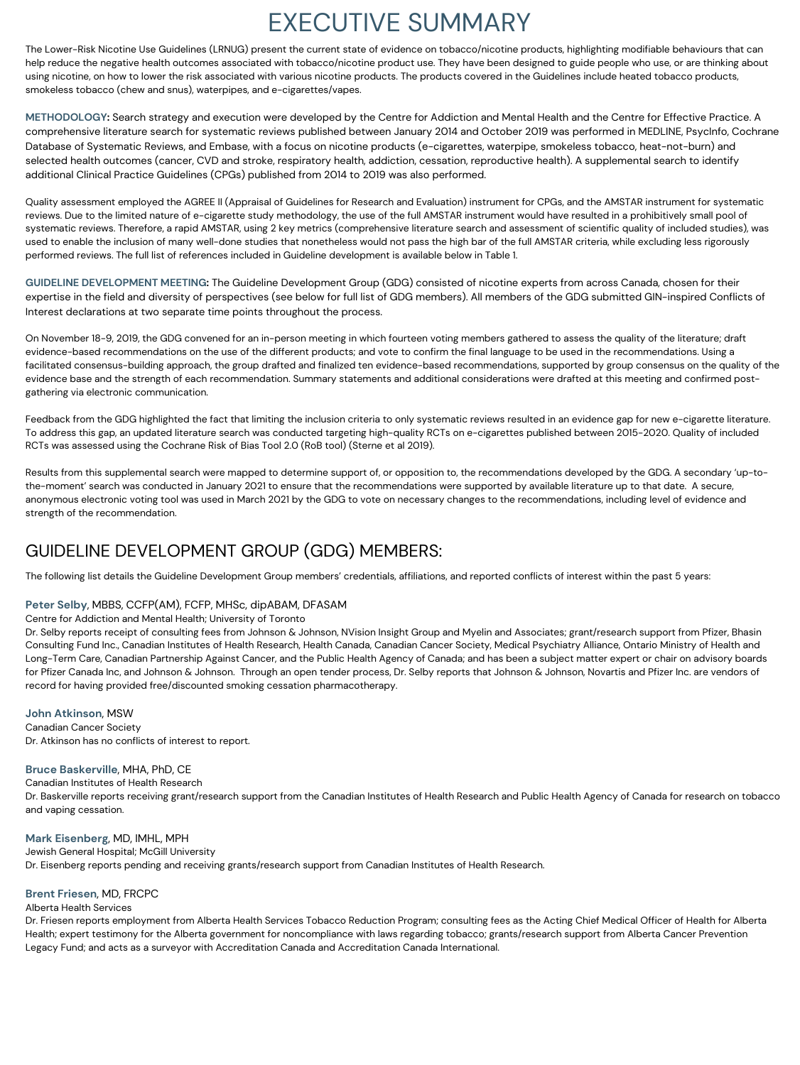# EXECUTIVE SUMMARY

The Lower-Risk Nicotine Use Guidelines (LRNUG) present the current state of evidence on tobacco/nicotine products, highlighting modifiable behaviours that can help reduce the negative health outcomes associated with tobacco/nicotine product use. They have been designed to guide people who use, or are thinking about using nicotine, on how to lower the risk associated with various nicotine products. The products covered in the Guidelines include heated tobacco products, smokeless tobacco (chew and snus), waterpipes, and e-cigarettes/vapes.

**METHODOLOGY:** Search strategy and execution were developed by the Centre for Addiction and Mental Health and the Centre for Effective Practice. A comprehensive literature search for systematic reviews published between January 2014 and October 2019 was performed in MEDLINE, PsycInfo, Cochrane Database of Systematic Reviews, and Embase, with a focus on nicotine products (e-cigarettes, waterpipe, smokeless tobacco, heat-not-burn) and selected health outcomes (cancer, CVD and stroke, respiratory health, addiction, cessation, reproductive health). A supplemental search to identify additional Clinical Practice Guidelines (CPGs) published from 2014 to 2019 was also performed.

Quality assessment employed the AGREE II (Appraisal of Guidelines for Research and Evaluation) instrument for CPGs, and the AMSTAR instrument for systematic reviews. Due to the limited nature of e-cigarette study methodology, the use of the full AMSTAR instrument would have resulted in a prohibitively small pool of systematic reviews. Therefore, a rapid AMSTAR, using 2 key metrics (comprehensive literature search and assessment of scientific quality of included studies), was used to enable the inclusion of many well-done studies that nonetheless would not pass the high bar of the full AMSTAR criteria, while excluding less rigorously performed reviews. The full list of references included in Guideline development is available below in Table 1.

**GUIDELINE DEVELOPMENT MEETING:** The Guideline Development Group (GDG) consisted of nicotine experts from across Canada, chosen for their expertise in the field and diversity of perspectives (see below for full list of GDG members). All members of the GDG submitted GIN-inspired Conflicts of Interest declarations at two separate time points throughout the process.

On November 18-9, 2019, the GDG convened for an in-person meeting in which fourteen voting members gathered to assess the quality of the literature; draft evidence-based recommendations on the use of the different products; and vote to confirm the final language to be used in the recommendations. Using a facilitated consensus-building approach, the group drafted and finalized ten evidence-based recommendations, supported by group consensus on the quality of the evidence base and the strength of each recommendation. Summary statements and additional considerations were drafted at this meeting and confirmed post-gathering via electronic communication.

Feedback from the GDG highlighted the fact that limiting the inclusion criteria to only systematic reviews resulted in an evidence gap for new e-cigarette literature. To address this gap, an updated literature search was conducted targeting high-quality RCTs on e-cigarettes published between 2015-2020. Quality of included RCTs was assessed using the Cochrane Risk of Bias Tool 2.0 (RoB tool) (Sterne et al 2019).

Results from this supplemental search were mapped to determine support of, or opposition to, the recommendations developed by the GDG. A secondary 'up-to-the-moment' search was conducted in January 2021 to ensure that the recommendations were supported by available literature up to that date. A secure, anonymous electronic voting tool was used in March 2021 by the GDG to vote on necessary changes to the recommendations, including level of evidence and strength of the recommendation.

## GUIDELINE DEVELOPMENT GROUP (GDG) MEMBERS:

The following list details the Guideline Development Group members' credentials, affiliations, and reported conflicts of interest within the past 5 years:

**Peter Selby**, MBBS, CCFP(AM), FCFP, MHSc, dipABAM, DFASAM
Centre for Addiction and Mental Health; University of Toronto
Dr. Selby reports receipt of consulting fees from Johnson & Johnson, NVision Insight Group and Myelin and Associates; grant/research support from Pfizer, Bhasin Consulting Fund Inc., Canadian Institutes of Health Research, Health Canada, Canadian Cancer Society, Medical Psychiatry Alliance, Ontario Ministry of Health and Long-Term Care, Canadian Partnership Against Cancer, and the Public Health Agency of Canada; and has been a subject matter expert or chair on advisory boards for Pfizer Canada Inc, and Johnson & Johnson. Through an open tender process, Dr. Selby reports that Johnson & Johnson, Novartis and Pfizer Inc. are vendors of record for having provided free/discounted smoking cessation pharmacotherapy.

**John Atkinson**, MSW
Canadian Cancer Society
Dr. Atkinson has no conflicts of interest to report.

**Bruce Baskerville**, MHA, PhD, CE
Canadian Institutes of Health Research
Dr. Baskerville reports receiving grant/research support from the Canadian Institutes of Health Research and Public Health Agency of Canada for research on tobacco and vaping cessation.

**Mark Eisenberg**, MD, IMHL, MPH
Jewish General Hospital; McGill University
Dr. Eisenberg reports pending and receiving grants/research support from Canadian Institutes of Health Research.

**Brent Friesen**, MD, FRCPC
Alberta Health Services
Dr. Friesen reports employment from Alberta Health Services Tobacco Reduction Program; consulting fees as the Acting Chief Medical Officer of Health for Alberta Health; expert testimony for the Alberta government for noncompliance with laws regarding tobacco; grants/research support from Alberta Cancer Prevention Legacy Fund; and acts as a surveyor with Accreditation Canada and Accreditation Canada International.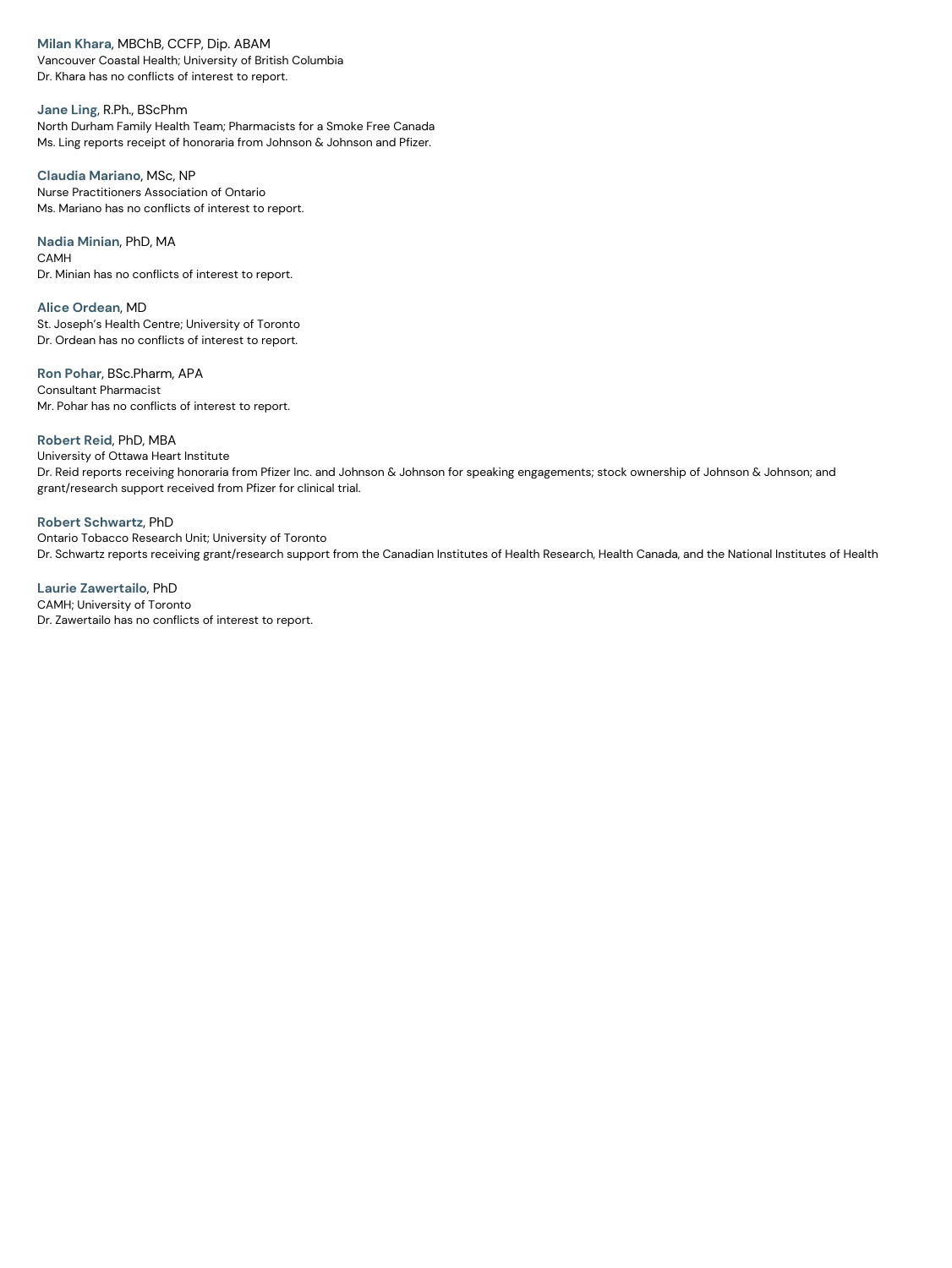**Milan Khara**, MBChB, CCFP, Dip. ABAM
Vancouver Coastal Health; University of British Columbia
Dr. Khara has no conflicts of interest to report.

**Jane Ling**, R.Ph., BScPhm
North Durham Family Health Team; Pharmacists for a Smoke Free Canada
Ms. Ling reports receipt of honoraria from Johnson & Johnson and Pfizer.

**Claudia Mariano**, MSc, NP
Nurse Practitioners Association of Ontario
Ms. Mariano has no conflicts of interest to report.

**Nadia Minian**, PhD, MA
CAMH
Dr. Minian has no conflicts of interest to report.

**Alice Ordean**, MD
St. Joseph's Health Centre; University of Toronto
Dr. Ordean has no conflicts of interest to report.

**Ron Pohar**, BSc.Pharm, APA
Consultant Pharmacist
Mr. Pohar has no conflicts of interest to report.

**Robert Reid**, PhD, MBA
University of Ottawa Heart Institute
Dr. Reid reports receiving honoraria from Pfizer Inc. and Johnson & Johnson for speaking engagements; stock ownership of Johnson & Johnson; and grant/research support received from Pfizer for clinical trial.

**Robert Schwartz**, PhD
Ontario Tobacco Research Unit; University of Toronto
Dr. Schwartz reports receiving grant/research support from the Canadian Institutes of Health Research, Health Canada, and the National Institutes of Health

**Laurie Zawertailo**, PhD
CAMH; University of Toronto
Dr. Zawertailo has no conflicts of interest to report.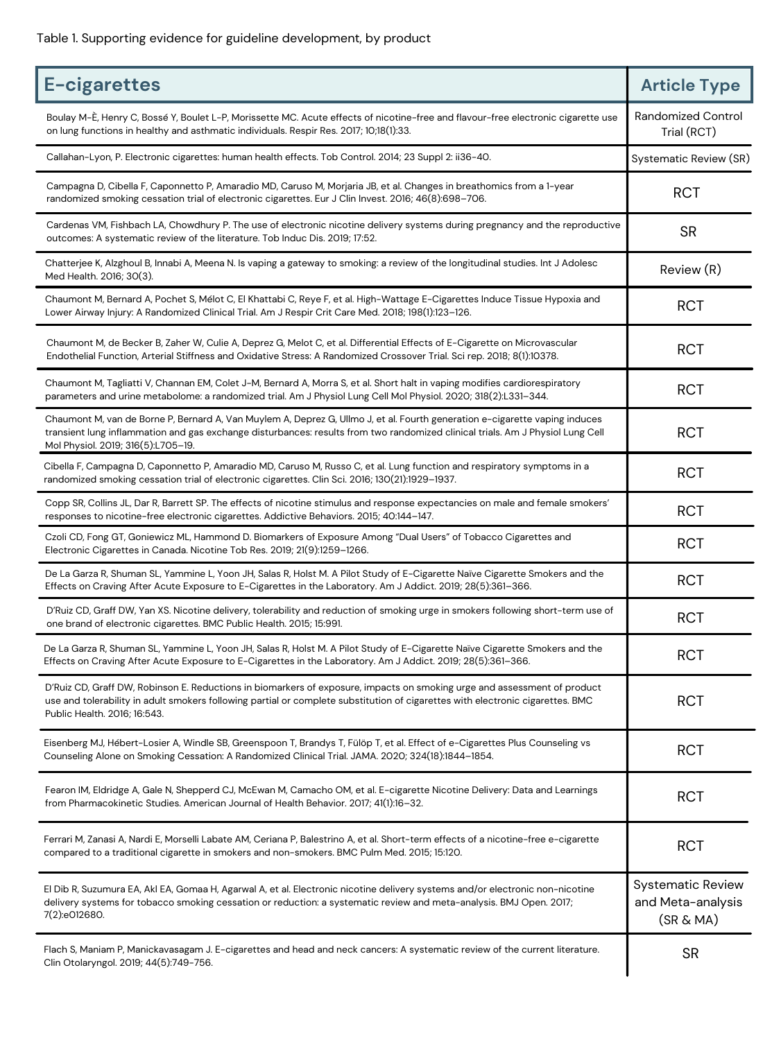Table 1. Supporting evidence for guideline development, by product

| E-cigarettes | Article Type |
|---|---|
| Boulay M-È, Henry C, Bossé Y, Boulet L-P, Morissette MC. Acute effects of nicotine-free and flavour-free electronic cigarette use on lung functions in healthy and asthmatic individuals. Respir Res. 2017; 10;18(1):33. | Randomized Control Trial (RCT) |
| Callahan-Lyon, P. Electronic cigarettes: human health effects. Tob Control. 2014; 23 Suppl 2: ii36-40. | Systematic Review (SR) |
| Campagna D, Cibella F, Caponnetto P, Amaradio MD, Caruso M, Morjaria JB, et al. Changes in breathomics from a 1-year randomized smoking cessation trial of electronic cigarettes. Eur J Clin Invest. 2016; 46(8):698–706. | RCT |
| Cardenas VM, Fishbach LA, Chowdhury P. The use of electronic nicotine delivery systems during pregnancy and the reproductive outcomes: A systematic review of the literature. Tob Induc Dis. 2019; 17:52. | SR |
| Chatterjee K, Alzghoul B, Innabi A, Meena N. Is vaping a gateway to smoking: a review of the longitudinal studies. Int J Adolesc Med Health. 2016; 30(3). | Review (R) |
| Chaumont M, Bernard A, Pochet S, Mélot C, El Khattabi C, Reye F, et al. High-Wattage E-Cigarettes Induce Tissue Hypoxia and Lower Airway Injury: A Randomized Clinical Trial. Am J Respir Crit Care Med. 2018; 198(1):123–126. | RCT |
| Chaumont M, de Becker B, Zaher W, Culie A, Deprez G, Melot C, et al. Differential Effects of E-Cigarette on Microvascular Endothelial Function, Arterial Stiffness and Oxidative Stress: A Randomized Crossover Trial. Sci rep. 2018; 8(1):10378. | RCT |
| Chaumont M, Tagliatti V, Channan EM, Colet J-M, Bernard A, Morra S, et al. Short halt in vaping modifies cardiorespiratory parameters and urine metabolome: a randomized trial. Am J Physiol Lung Cell Mol Physiol. 2020; 318(2):L331–344. | RCT |
| Chaumont M, van de Borne P, Bernard A, Van Muylem A, Deprez G, Ullmo J, et al. Fourth generation e-cigarette vaping induces transient lung inflammation and gas exchange disturbances: results from two randomized clinical trials. Am J Physiol Lung Cell Mol Physiol. 2019; 316(5):L705–19. | RCT |
| Cibella F, Campagna D, Caponnetto P, Amaradio MD, Caruso M, Russo C, et al. Lung function and respiratory symptoms in a randomized smoking cessation trial of electronic cigarettes. Clin Sci. 2016; 130(21):1929–1937. | RCT |
| Copp SR, Collins JL, Dar R, Barrett SP. The effects of nicotine stimulus and response expectancies on male and female smokers' responses to nicotine-free electronic cigarettes. Addictive Behaviors. 2015; 40:144–147. | RCT |
| Czoli CD, Fong GT, Goniewicz ML, Hammond D. Biomarkers of Exposure Among "Dual Users" of Tobacco Cigarettes and Electronic Cigarettes in Canada. Nicotine Tob Res. 2019; 21(9):1259–1266. | RCT |
| De La Garza R, Shuman SL, Yammine L, Yoon JH, Salas R, Holst M. A Pilot Study of E-Cigarette Naïve Cigarette Smokers and the Effects on Craving After Acute Exposure to E-Cigarettes in the Laboratory. Am J Addict. 2019; 28(5):361–366. | RCT |
| D'Ruiz CD, Graff DW, Yan XS. Nicotine delivery, tolerability and reduction of smoking urge in smokers following short-term use of one brand of electronic cigarettes. BMC Public Health. 2015; 15:991. | RCT |
| De La Garza R, Shuman SL, Yammine L, Yoon JH, Salas R, Holst M. A Pilot Study of E-Cigarette Naïve Cigarette Smokers and the Effects on Craving After Acute Exposure to E-Cigarettes in the Laboratory. Am J Addict. 2019; 28(5):361–366. | RCT |
| D'Ruiz CD, Graff DW, Robinson E. Reductions in biomarkers of exposure, impacts on smoking urge and assessment of product use and tolerability in adult smokers following partial or complete substitution of cigarettes with electronic cigarettes. BMC Public Health. 2016; 16:543. | RCT |
| Eisenberg MJ, Hébert-Losier A, Windle SB, Greenspoon T, Brandys T, Fülöp T, et al. Effect of e-Cigarettes Plus Counseling vs Counseling Alone on Smoking Cessation: A Randomized Clinical Trial. JAMA. 2020; 324(18):1844–1854. | RCT |
| Fearon IM, Eldridge A, Gale N, Shepperd CJ, McEwan M, Camacho OM, et al. E-cigarette Nicotine Delivery: Data and Learnings from Pharmacokinetic Studies. American Journal of Health Behavior. 2017; 41(1):16–32. | RCT |
| Ferrari M, Zanasi A, Nardi E, Morselli Labate AM, Ceriana P, Balestrino A, et al. Short-term effects of a nicotine-free e-cigarette compared to a traditional cigarette in smokers and non-smokers. BMC Pulm Med. 2015; 15:120. | RCT |
| El Dib R, Suzumura EA, Akl EA, Gomaa H, Agarwal A, et al. Electronic nicotine delivery systems and/or electronic non-nicotine delivery systems for tobacco smoking cessation or reduction: a systematic review and meta-analysis. BMJ Open. 2017; 7(2):e012680. | Systematic Review and Meta-analysis (SR & MA) |
| Flach S, Maniam P, Manickavasagam J. E-cigarettes and head and neck cancers: A systematic review of the current literature. Clin Otolaryngol. 2019; 44(5):749-756. | SR |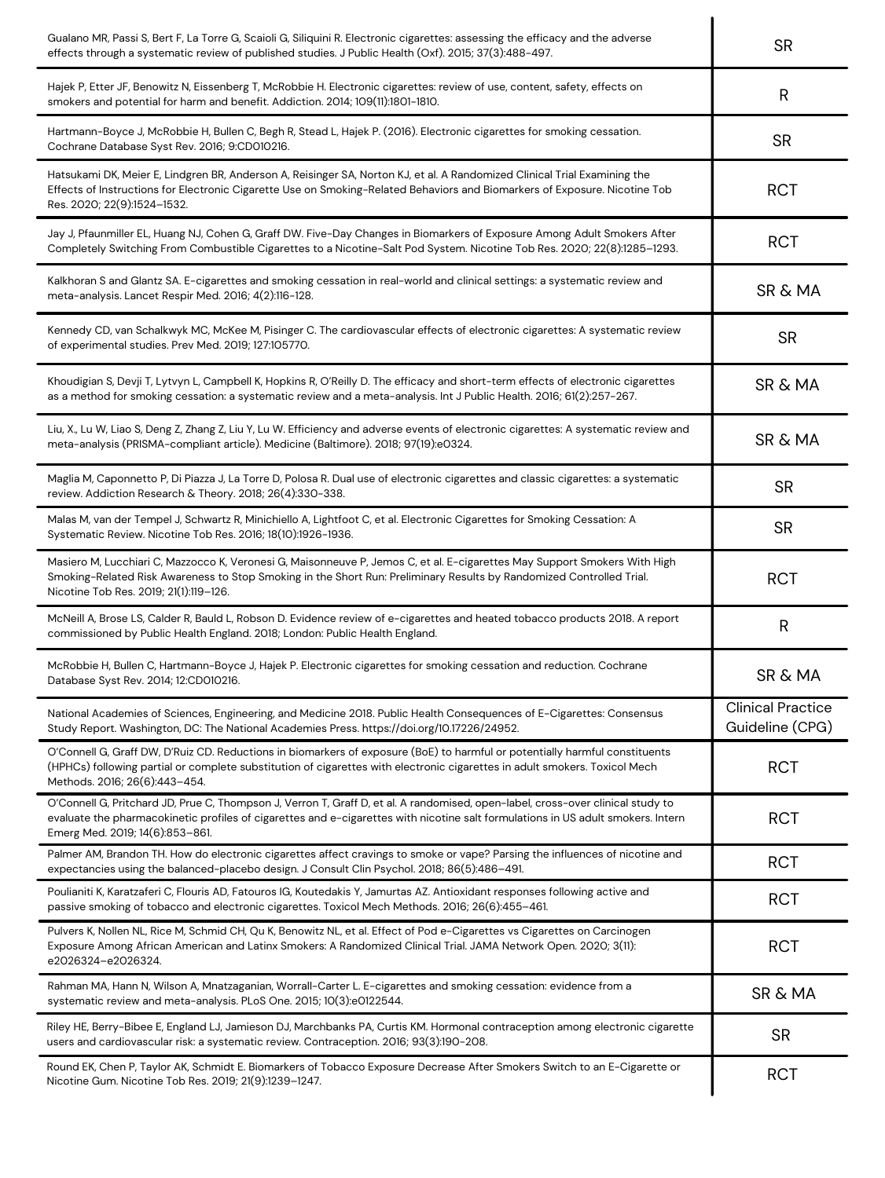| | |
|---|---|
| Gualano MR, Passi S, Bert F, La Torre G, Scaioli G, Siliquini R. Electronic cigarettes: assessing the efficacy and the adverse effects through a systematic review of published studies. J Public Health (Oxf). 2015; 37(3):488-497. | SR |
| Hajek P, Etter JF, Benowitz N, Eissenberg T, McRobbie H. Electronic cigarettes: review of use, content, safety, effects on smokers and potential for harm and benefit. Addiction. 2014; 109(11):1801-1810. | R |
| Hartmann-Boyce J, McRobbie H, Bullen C, Begh R, Stead L, Hajek P. (2016). Electronic cigarettes for smoking cessation. Cochrane Database Syst Rev. 2016; 9:CD010216. | SR |
| Hatsukami DK, Meier E, Lindgren BR, Anderson A, Reisinger SA, Norton KJ, et al. A Randomized Clinical Trial Examining the Effects of Instructions for Electronic Cigarette Use on Smoking-Related Behaviors and Biomarkers of Exposure. Nicotine Tob Res. 2020; 22(9):1524–1532. | RCT |
| Jay J, Pfaunmiller EL, Huang NJ, Cohen G, Graff DW. Five-Day Changes in Biomarkers of Exposure Among Adult Smokers After Completely Switching From Combustible Cigarettes to a Nicotine-Salt Pod System. Nicotine Tob Res. 2020; 22(8):1285–1293. | RCT |
| Kalkhoran S and Glantz SA. E-cigarettes and smoking cessation in real-world and clinical settings: a systematic review and meta-analysis. Lancet Respir Med. 2016; 4(2):116-128. | SR & MA |
| Kennedy CD, van Schalkwyk MC, McKee M, Pisinger C. The cardiovascular effects of electronic cigarettes: A systematic review of experimental studies. Prev Med. 2019; 127:105770. | SR |
| Khoudigian S, Devji T, Lytvyn L, Campbell K, Hopkins R, O'Reilly D. The efficacy and short-term effects of electronic cigarettes as a method for smoking cessation: a systematic review and a meta-analysis. Int J Public Health. 2016; 61(2):257-267. | SR & MA |
| Liu, X., Lu W, Liao S, Deng Z, Zhang Z, Liu Y, Lu W. Efficiency and adverse events of electronic cigarettes: A systematic review and meta-analysis (PRISMA-compliant article). Medicine (Baltimore). 2018; 97(19):e0324. | SR & MA |
| Maglia M, Caponnetto P, Di Piazza J, La Torre D, Polosa R. Dual use of electronic cigarettes and classic cigarettes: a systematic review. Addiction Research & Theory. 2018; 26(4):330-338. | SR |
| Malas M, van der Tempel J, Schwartz R, Minichiello A, Lightfoot C, et al. Electronic Cigarettes for Smoking Cessation: A Systematic Review. Nicotine Tob Res. 2016; 18(10):1926-1936. | SR |
| Masiero M, Lucchiari C, Mazzocco K, Veronesi G, Maisonneuve P, Jemos C, et al. E-cigarettes May Support Smokers With High Smoking-Related Risk Awareness to Stop Smoking in the Short Run: Preliminary Results by Randomized Controlled Trial. Nicotine Tob Res. 2019; 21(1):119–126. | RCT |
| McNeill A, Brose LS, Calder R, Bauld L, Robson D. Evidence review of e-cigarettes and heated tobacco products 2018. A report commissioned by Public Health England. 2018; London: Public Health England. | R |
| McRobbie H, Bullen C, Hartmann-Boyce J, Hajek P. Electronic cigarettes for smoking cessation and reduction. Cochrane Database Syst Rev. 2014; 12:CD010216. | SR & MA |
| National Academies of Sciences, Engineering, and Medicine 2018. Public Health Consequences of E-Cigarettes: Consensus Study Report. Washington, DC: The National Academies Press. https://doi.org/10.17226/24952. | Clinical Practice Guideline (CPG) |
| O'Connell G, Graff DW, D'Ruiz CD. Reductions in biomarkers of exposure (BoE) to harmful or potentially harmful constituents (HPHCs) following partial or complete substitution of cigarettes with electronic cigarettes in adult smokers. Toxicol Mech Methods. 2016; 26(6):443–454. | RCT |
| O'Connell G, Pritchard JD, Prue C, Thompson J, Verron T, Graff D, et al. A randomised, open-label, cross-over clinical study to evaluate the pharmacokinetic profiles of cigarettes and e-cigarettes with nicotine salt formulations in US adult smokers. Intern Emerg Med. 2019; 14(6):853–861. | RCT |
| Palmer AM, Brandon TH. How do electronic cigarettes affect cravings to smoke or vape? Parsing the influences of nicotine and expectancies using the balanced-placebo design. J Consult Clin Psychol. 2018; 86(5):486–491. | RCT |
| Poulianiti K, Karatzaferi C, Flouris AD, Fatouros IG, Koutedakis Y, Jamurtas AZ. Antioxidant responses following active and passive smoking of tobacco and electronic cigarettes. Toxicol Mech Methods. 2016; 26(6):455–461. | RCT |
| Pulvers K, Nollen NL, Rice M, Schmid CH, Qu K, Benowitz NL, et al. Effect of Pod e-Cigarettes vs Cigarettes on Carcinogen Exposure Among African American and Latinx Smokers: A Randomized Clinical Trial. JAMA Network Open. 2020; 3(11): e2026324–e2026324. | RCT |
| Rahman MA, Hann N, Wilson A, Mnatzaganian, Worrall-Carter L. E-cigarettes and smoking cessation: evidence from a systematic review and meta-analysis. PLoS One. 2015; 10(3):e0122544. | SR & MA |
| Riley HE, Berry-Bibee E, England LJ, Jamieson DJ, Marchbanks PA, Curtis KM. Hormonal contraception among electronic cigarette users and cardiovascular risk: a systematic review. Contraception. 2016; 93(3):190-208. | SR |
| Round EK, Chen P, Taylor AK, Schmidt E. Biomarkers of Tobacco Exposure Decrease After Smokers Switch to an E-Cigarette or Nicotine Gum. Nicotine Tob Res. 2019; 21(9):1239–1247. | RCT |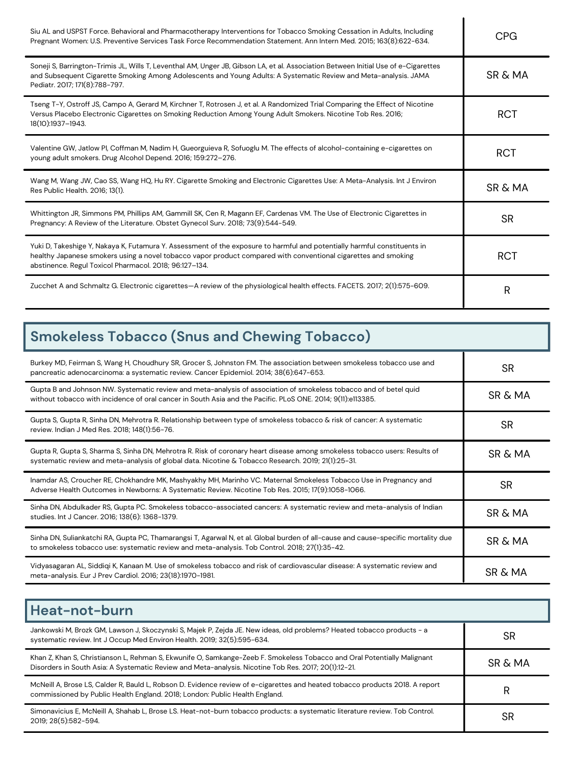| | |
|---|---|
| Siu AL and USPST Force. Behavioral and Pharmacotherapy Interventions for Tobacco Smoking Cessation in Adults, Including Pregnant Women: U.S. Preventive Services Task Force Recommendation Statement. Ann Intern Med. 2015; 163(8):622-634. | CPG |
| Soneji S, Barrington-Trimis JL, Wills T, Leventhal AM, Unger JB, Gibson LA, et al. Association Between Initial Use of e-Cigarettes and Subsequent Cigarette Smoking Among Adolescents and Young Adults: A Systematic Review and Meta-analysis. JAMA Pediatr. 2017; 171(8):788-797. | SR & MA |
| Tseng T-Y, Ostroff JS, Campo A, Gerard M, Kirchner T, Rotrosen J, et al. A Randomized Trial Comparing the Effect of Nicotine Versus Placebo Electronic Cigarettes on Smoking Reduction Among Young Adult Smokers. Nicotine Tob Res. 2016; 18(10):1937–1943. | RCT |
| Valentine GW, Jatlow PI, Coffman M, Nadim H, Gueorguieva R, Sofuoglu M. The effects of alcohol-containing e-cigarettes on young adult smokers. Drug Alcohol Depend. 2016; 159:272–276. | RCT |
| Wang M, Wang JW, Cao SS, Wang HQ, Hu RY. Cigarette Smoking and Electronic Cigarettes Use: A Meta-Analysis. Int J Environ Res Public Health. 2016; 13(1). | SR & MA |
| Whittington JR, Simmons PM, Phillips AM, Gammill SK, Cen R, Magann EF, Cardenas VM. The Use of Electronic Cigarettes in Pregnancy: A Review of the Literature. Obstet Gynecol Surv. 2018; 73(9):544-549. | SR |
| Yuki D, Takeshige Y, Nakaya K, Futamura Y. Assessment of the exposure to harmful and potentially harmful constituents in healthy Japanese smokers using a novel tobacco vapor product compared with conventional cigarettes and smoking abstinence. Regul Toxicol Pharmacol. 2018; 96:127–134. | RCT |
| Zucchet A and Schmaltz G. Electronic cigarettes—A review of the physiological health effects. FACETS. 2017; 2(1):575-609. | R |

## Smokeless Tobacco (Snus and Chewing Tobacco)

| | |
|---|---|
| Burkey MD, Feirman S, Wang H, Choudhury SR, Grocer S, Johnston FM. The association between smokeless tobacco use and pancreatic adenocarcinoma: a systematic review. Cancer Epidemiol. 2014; 38(6):647-653. | SR |
| Gupta B and Johnson NW. Systematic review and meta-analysis of association of smokeless tobacco and of betel quid without tobacco with incidence of oral cancer in South Asia and the Pacific. PLoS ONE. 2014; 9(11):e113385. | SR & MA |
| Gupta S, Gupta R, Sinha DN, Mehrotra R. Relationship between type of smokeless tobacco & risk of cancer: A systematic review. Indian J Med Res. 2018; 148(1):56-76. | SR |
| Gupta R, Gupta S, Sharma S, Sinha DN, Mehrotra R. Risk of coronary heart disease among smokeless tobacco users: Results of systematic review and meta-analysis of global data. Nicotine & Tobacco Research. 2019; 21(1):25-31. | SR & MA |
| Inamdar AS, Croucher RE, Chokhandre MK, Mashyakhy MH, Marinho VC. Maternal Smokeless Tobacco Use in Pregnancy and Adverse Health Outcomes in Newborns: A Systematic Review. Nicotine Tob Res. 2015; 17(9):1058-1066. | SR |
| Sinha DN, Abdulkader RS, Gupta PC. Smokeless tobacco-associated cancers: A systematic review and meta-analysis of Indian studies. Int J Cancer. 2016; 138(6): 1368-1379. | SR & MA |
| Sinha DN, Suliankatchi RA, Gupta PC, Thamarangsi T, Agarwal N, et al. Global burden of all-cause and cause-specific mortality due to smokeless tobacco use: systematic review and meta-analysis. Tob Control. 2018; 27(1):35-42. | SR & MA |
| Vidyasagaran AL, Siddiqi K, Kanaan M. Use of smokeless tobacco and risk of cardiovascular disease: A systematic review and meta-analysis. Eur J Prev Cardiol. 2016; 23(18):1970-1981. | SR & MA |

## Heat-not-burn

| | |
|---|---|
| Jankowski M, Brozk GM, Lawson J, Skoczynski S, Majek P, Zejda JE. New ideas, old problems? Heated tobacco products - a systematic review. Int J Occup Med Environ Health. 2019; 32(5):595-634. | SR |
| Khan Z, Khan S, Christianson L, Rehman S, Ekwunife O, Samkange-Zeeb F. Smokeless Tobacco and Oral Potentially Malignant Disorders in South Asia: A Systematic Review and Meta-analysis. Nicotine Tob Res. 2017; 20(1):12-21. | SR & MA |
| McNeill A, Brose LS, Calder R, Bauld L, Robson D. Evidence review of e-cigarettes and heated tobacco products 2018. A report commissioned by Public Health England. 2018; London: Public Health England. | R |
| Simonavicius E, McNeill A, Shahab L, Brose LS. Heat-not-burn tobacco products: a systematic literature review. Tob Control. 2019; 28(5):582-594. | SR |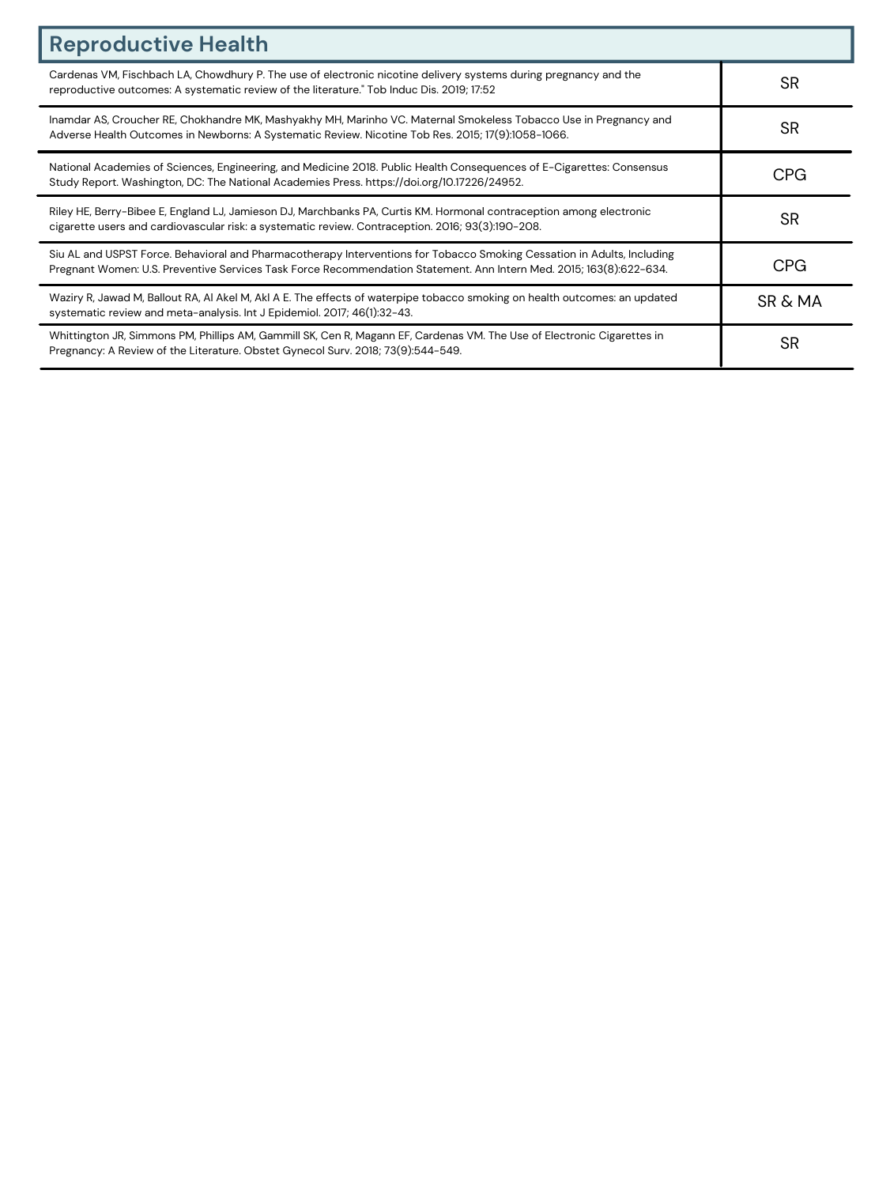## Reproductive Health

| | |
|---|---|
| Cardenas VM, Fischbach LA, Chowdhury P. The use of electronic nicotine delivery systems during pregnancy and the reproductive outcomes: A systematic review of the literature." Tob Induc Dis. 2019; 17:52 | SR |
| Inamdar AS, Croucher RE, Chokhandre MK, Mashyakhy MH, Marinho VC. Maternal Smokeless Tobacco Use in Pregnancy and Adverse Health Outcomes in Newborns: A Systematic Review. Nicotine Tob Res. 2015; 17(9):1058-1066. | SR |
| National Academies of Sciences, Engineering, and Medicine 2018. Public Health Consequences of E-Cigarettes: Consensus Study Report. Washington, DC: The National Academies Press. https://doi.org/10.17226/24952. | CPG |
| Riley HE, Berry-Bibee E, England LJ, Jamieson DJ, Marchbanks PA, Curtis KM. Hormonal contraception among electronic cigarette users and cardiovascular risk: a systematic review. Contraception. 2016; 93(3):190-208. | SR |
| Siu AL and USPST Force. Behavioral and Pharmacotherapy Interventions for Tobacco Smoking Cessation in Adults, Including Pregnant Women: U.S. Preventive Services Task Force Recommendation Statement. Ann Intern Med. 2015; 163(8):622-634. | CPG |
| Waziry R, Jawad M, Ballout RA, Al Akel M, Akl A E. The effects of waterpipe tobacco smoking on health outcomes: an updated systematic review and meta-analysis. Int J Epidemiol. 2017; 46(1):32-43. | SR & MA |
| Whittington JR, Simmons PM, Phillips AM, Gammill SK, Cen R, Magann EF, Cardenas VM. The Use of Electronic Cigarettes in Pregnancy: A Review of the Literature. Obstet Gynecol Surv. 2018; 73(9):544-549. | SR |